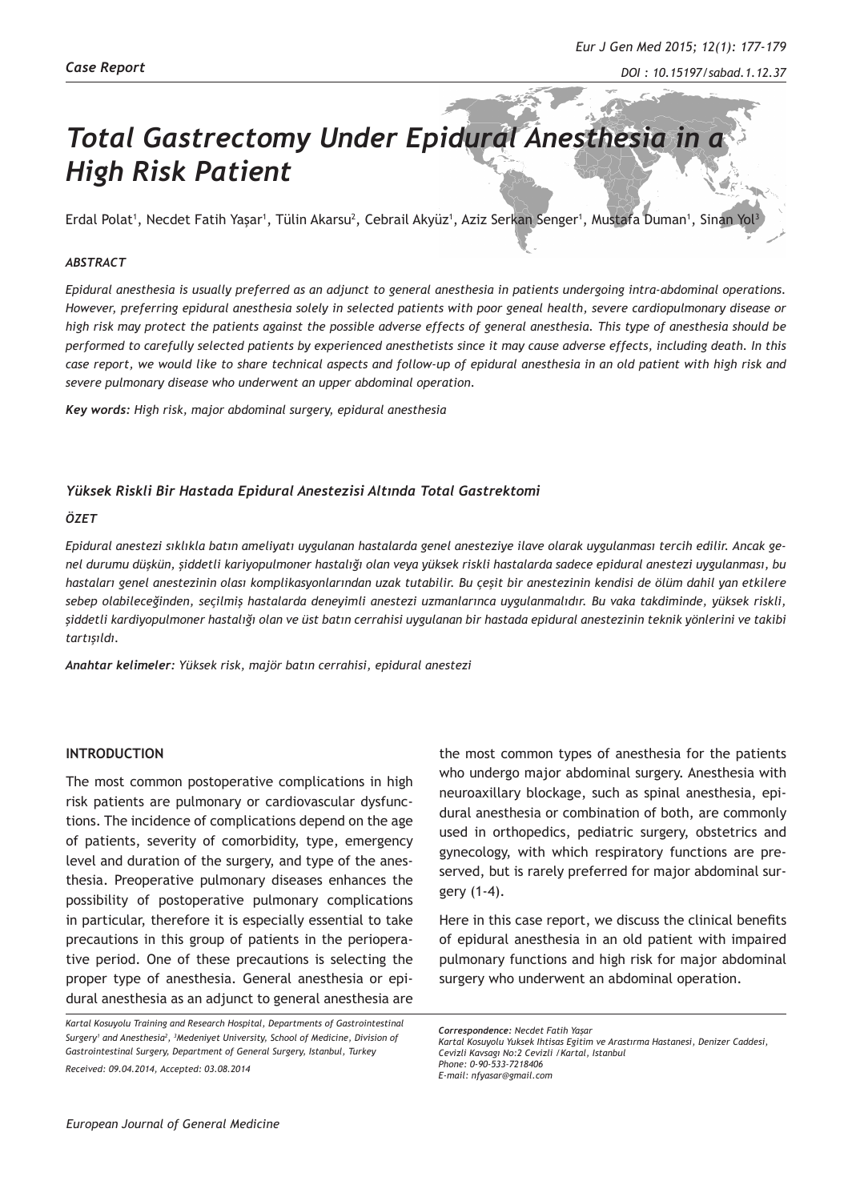*Case Report*

# *Total Gastrectomy Under Epidural Anesthesia in a High Risk Patient*

Erdal Polat[1], Necdet Fatih Yaşar[1], Tülin Akarsu[2], Cebrail Akyüz[1], Aziz Serkan Senger[1], Mustafa Duman[1], Sinan Yol[3]

### *ABSTRACT*

*Epidural anesthesia is usually preferred as an adjunct to general anesthesia in patients undergoing intra-abdominal operations. However, preferring epidural anesthesia solely in selected patients with poor geneal health, severe cardiopulmonary disease or high risk may protect the patients against the possible adverse effects of general anesthesia. This type of anesthesia should be performed to carefully selected patients by experienced anesthetists since it may cause adverse effects, including death. In this case report, we would like to share technical aspects and follow-up of epidural anesthesia in an old patient with high risk and severe pulmonary disease who underwent an upper abdominal operation.*

***Key words:*** *High risk, major abdominal surgery, epidural anesthesia*

## *Yüksek Riskli Bir Hastada Epidural Anestezisi Altında Total Gastrektomi*

### *ÖZET*

*Epidural anestezi sıklıkla batın ameliyatı uygulanan hastalarda genel anesteziye ilave olarak uygulanması tercih edilir. Ancak genel durumu düşkün, şiddetli kariyopulmoner hastalığı olan veya yüksek riskli hastalarda sadece epidural anestezi uygulanması, bu hastaları genel anestezinin olası komplikasyonlarından uzak tutabilir. Bu çeşit bir anestezinin kendisi de ölüm dahil yan etkilere sebep olabileceğinden, seçilmiş hastalarda deneyimli anestezi uzmanlarınca uygulanmalıdır. Bu vaka takdiminde, yüksek riskli, şiddetli kardiyopulmoner hastalığı olan ve üst batın cerrahisi uygulanan bir hastada epidural anestezinin teknik yönlerini ve takibi tartışıldı.*

***Anahtar kelimeler:*** *Yüksek risk, majör batın cerrahisi, epidural anestezi*

## INTRODUCTION

The most common postoperative complications in high risk patients are pulmonary or cardiovascular dysfunctions. The incidence of complications depend on the age of patients, severity of comorbidity, type, emergency level and duration of the surgery, and type of the anesthesia. Preoperative pulmonary diseases enhances the possibility of postoperative pulmonary complications in particular, therefore it is especially essential to take precautions in this group of patients in the perioperative period. One of these precautions is selecting the proper type of anesthesia. General anesthesia or epidural anesthesia as an adjunct to general anesthesia are the most common types of anesthesia for the patients who undergo major abdominal surgery. Anesthesia with neuroaxillary blockage, such as spinal anesthesia, epidural anesthesia or combination of both, are commonly used in orthopedics, pediatric surgery, obstetrics and gynecology, with which respiratory functions are preserved, but is rarely preferred for major abdominal surgery (1-4).

Here in this case report, we discuss the clinical benefits of epidural anesthesia in an old patient with impaired pulmonary functions and high risk for major abdominal surgery who underwent an abdominal operation.

*Kartal Kosuyolu Training and Research Hospital, Departments of Gastrointestinal Surgery[1] and Anesthesia[2], [3]Medeniyet University, School of Medicine, Division of Gastrointestinal Surgery, Department of General Surgery, Istanbul, Turkey*

*Received: 09.04.2014, Accepted: 03.08.2014*

***Correspondence:*** *Necdet Fatih Yaşar*
*Kartal Kosuyolu Yuksek Ihtisas Egitim ve Arastırma Hastanesi, Denizer Caddesi, Cevizli Kavsagı No:2 Cevizli /Kartal, Istanbul*
*Phone: 0-90-533-7218406*
*E-mail: nfyasar@gmail.com*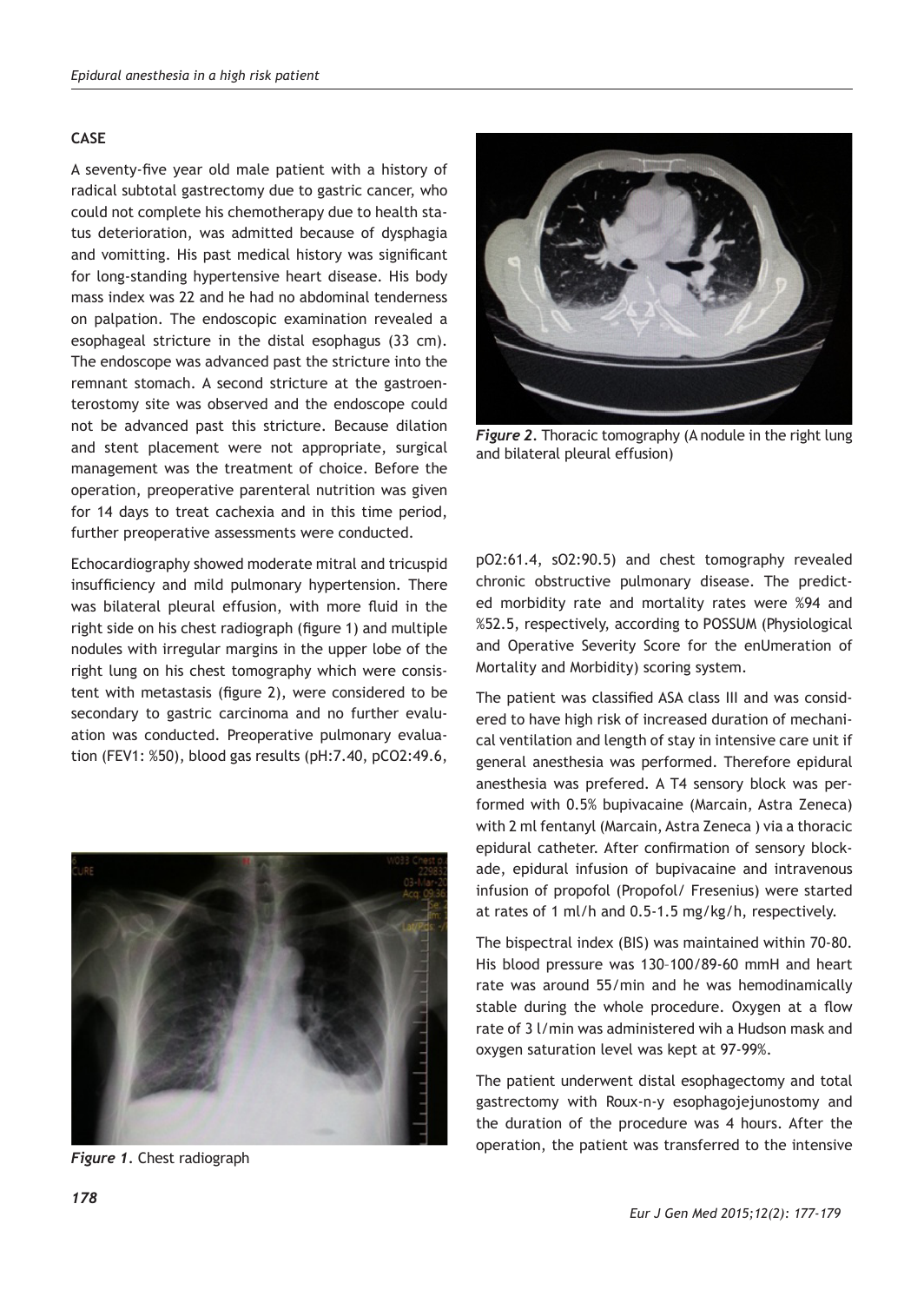## CASE

A seventy-five year old male patient with a history of radical subtotal gastrectomy due to gastric cancer, who could not complete his chemotherapy due to health status deterioration, was admitted because of dysphagia and vomitting. His past medical history was significant for long-standing hypertensive heart disease. His body mass index was 22 and he had no abdominal tenderness on palpation. The endoscopic examination revealed a esophageal stricture in the distal esophagus (33 cm). The endoscope was advanced past the stricture into the remnant stomach. A second stricture at the gastroenterostomy site was observed and the endoscope could not be advanced past this stricture. Because dilation and stent placement were not appropriate, surgical management was the treatment of choice. Before the operation, preoperative parenteral nutrition was given for 14 days to treat cachexia and in this time period, further preoperative assessments were conducted.

Echocardiography showed moderate mitral and tricuspid insufficiency and mild pulmonary hypertension. There was bilateral pleural effusion, with more fluid in the right side on his chest radiograph (figure 1) and multiple nodules with irregular margins in the upper lobe of the right lung on his chest tomography which were consistent with metastasis (figure 2), were considered to be secondary to gastric carcinoma and no further evaluation was conducted. Preoperative pulmonary evaluation (FEV1: %50), blood gas results (pH:7.40, pCO2:49.6, pO2:61.4, sO2:90.5) and chest tomography revealed chronic obstructive pulmonary disease. The predicted morbidity rate and mortality rates were %94 and %52.5, respectively, according to POSSUM (Physiological and Operative Severity Score for the enUmeration of Mortality and Morbidity) scoring system.

*Figure 2*. Thoracic tomography (A nodule in the right lung and bilateral pleural effusion)

*Figure 1*. Chest radiograph

The patient was classified ASA class III and was considered to have high risk of increased duration of mechanical ventilation and length of stay in intensive care unit if general anesthesia was performed. Therefore epidural anesthesia was prefered. A T4 sensory block was performed with 0.5% bupivacaine (Marcain, Astra Zeneca) with 2 ml fentanyl (Marcain, Astra Zeneca ) via a thoracic epidural catheter. After confirmation of sensory blockade, epidural infusion of bupivacaine and intravenous infusion of propofol (Propofol/ Fresenius) were started at rates of 1 ml/h and 0.5-1.5 mg/kg/h, respectively.

The bispectral index (BIS) was maintained within 70-80. His blood pressure was 130–100/89-60 mmH and heart rate was around 55/min and he was hemodinamically stable during the whole procedure. Oxygen at a flow rate of 3 l/min was administered wih a Hudson mask and oxygen saturation level was kept at 97-99%.

The patient underwent distal esophagectomy and total gastrectomy with Roux-n-y esophagojejunostomy and the duration of the procedure was 4 hours. After the operation, the patient was transferred to the intensive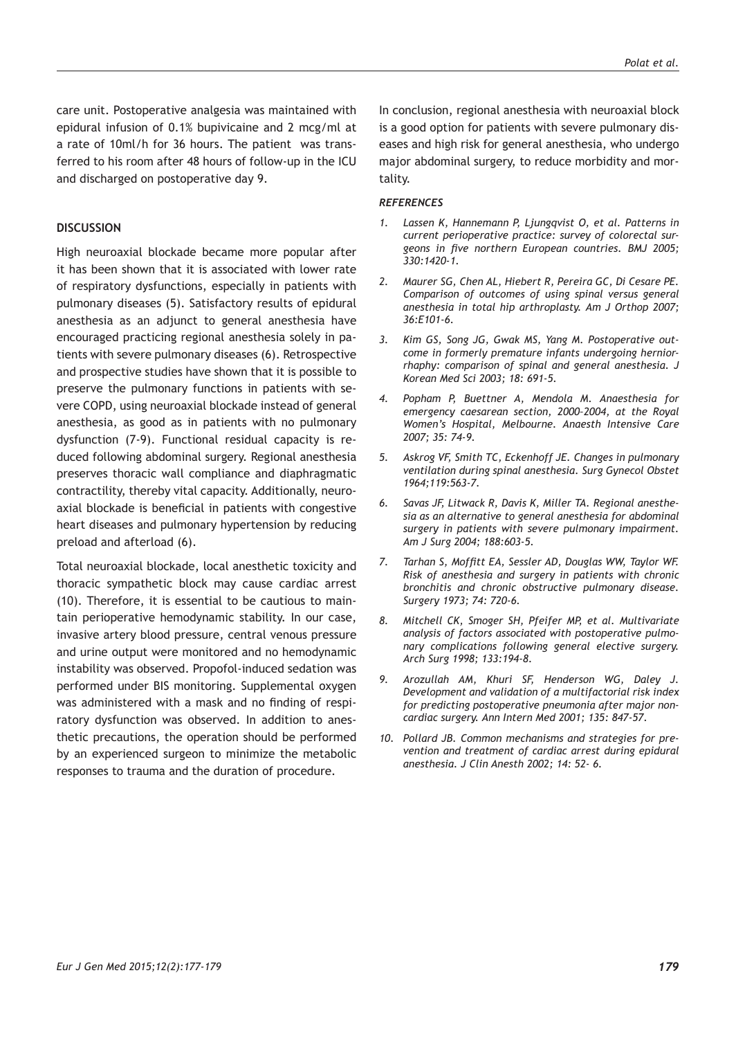care unit. Postoperative analgesia was maintained with epidural infusion of 0.1% bupivicaine and 2 mcg/ml at a rate of 10ml/h for 36 hours. The patient was transferred to his room after 48 hours of follow-up in the ICU and discharged on postoperative day 9.

## DISCUSSION

High neuroaxial blockade became more popular after it has been shown that it is associated with lower rate of respiratory dysfunctions, especially in patients with pulmonary diseases (5). Satisfactory results of epidural anesthesia as an adjunct to general anesthesia have encouraged practicing regional anesthesia solely in patients with severe pulmonary diseases (6). Retrospective and prospective studies have shown that it is possible to preserve the pulmonary functions in patients with severe COPD, using neuroaxial blockade instead of general anesthesia, as good as in patients with no pulmonary dysfunction (7-9). Functional residual capacity is reduced following abdominal surgery. Regional anesthesia preserves thoracic wall compliance and diaphragmatic contractility, thereby vital capacity. Additionally, neuroaxial blockade is beneficial in patients with congestive heart diseases and pulmonary hypertension by reducing preload and afterload (6).

Total neuroaxial blockade, local anesthetic toxicity and thoracic sympathetic block may cause cardiac arrest (10). Therefore, it is essential to be cautious to maintain perioperative hemodynamic stability. In our case, invasive artery blood pressure, central venous pressure and urine output were monitored and no hemodynamic instability was observed. Propofol-induced sedation was performed under BIS monitoring. Supplemental oxygen was administered with a mask and no finding of respiratory dysfunction was observed. In addition to anesthetic precautions, the operation should be performed by an experienced surgeon to minimize the metabolic responses to trauma and the duration of procedure.

In conclusion, regional anesthesia with neuroaxial block is a good option for patients with severe pulmonary diseases and high risk for general anesthesia, who undergo major abdominal surgery, to reduce morbidity and mortality.

### *REFERENCES*

1. *Lassen K, Hannemann P, Ljungqvist O, et al. Patterns in current perioperative practice: survey of colorectal surgeons in five northern European countries. BMJ 2005; 330:1420-1.*
2. *Maurer SG, Chen AL, Hiebert R, Pereira GC, Di Cesare PE. Comparison of outcomes of using spinal versus general anesthesia in total hip arthroplasty. Am J Orthop 2007; 36:E101-6.*
3. *Kim GS, Song JG, Gwak MS, Yang M. Postoperative outcome in formerly premature infants undergoing herniorrhaphy: comparison of spinal and general anesthesia. J Korean Med Sci 2003; 18: 691-5.*
4. *Popham P, Buettner A, Mendola M. Anaesthesia for emergency caesarean section, 2000–2004, at the Royal Women's Hospital, Melbourne. Anaesth Intensive Care 2007; 35: 74-9.*
5. *Askrog VF, Smith TC, Eckenhoff JE. Changes in pulmonary ventilation during spinal anesthesia. Surg Gynecol Obstet 1964;119:563-7.*
6. *Savas JF, Litwack R, Davis K, Miller TA. Regional anesthesia as an alternative to general anesthesia for abdominal surgery in patients with severe pulmonary impairment. Am J Surg 2004; 188:603-5.*
7. *Tarhan S, Moffitt EA, Sessler AD, Douglas WW, Taylor WF. Risk of anesthesia and surgery in patients with chronic bronchitis and chronic obstructive pulmonary disease. Surgery 1973; 74: 720-6.*
8. *Mitchell CK, Smoger SH, Pfeifer MP, et al. Multivariate analysis of factors associated with postoperative pulmonary complications following general elective surgery. Arch Surg 1998; 133:194-8.*
9. *Arozullah AM, Khuri SF, Henderson WG, Daley J. Development and validation of a multifactorial risk index for predicting postoperative pneumonia after major noncardiac surgery. Ann Intern Med 2001; 135: 847-57.*
10. *Pollard JB. Common mechanisms and strategies for prevention and treatment of cardiac arrest during epidural anesthesia. J Clin Anesth 2002; 14: 52- 6.*